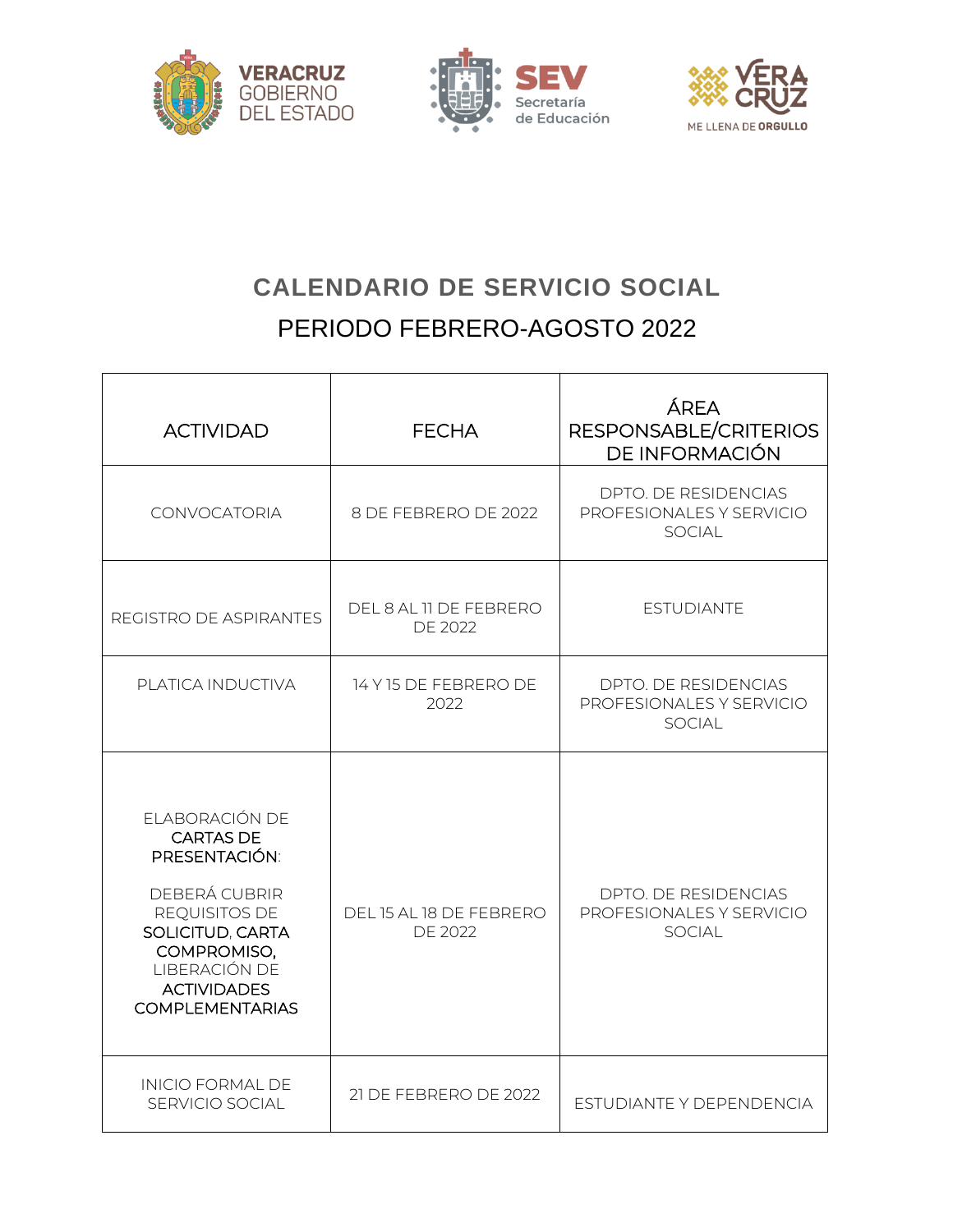# CALENDARIO DE SERVICIO SOCIAL

## PERIODO FEBRERO-AGOSTO 2022

| ACTIVIDAD | FECHA | ÁREA RESPONSABLE/CRITERIOS DE INFORMACIÓN |
|---|---|---|
| CONVOCATORIA | 8 DE FEBRERO DE 2022 | DPTO. DE RESIDENCIAS PROFESIONALES Y SERVICIO SOCIAL |
| REGISTRO DE ASPIRANTES | DEL 8 AL 11 DE FEBRERO DE 2022 | ESTUDIANTE |
| PLATICA INDUCTIVA | 14 Y 15 DE FEBRERO DE 2022 | DPTO. DE RESIDENCIAS PROFESIONALES Y SERVICIO SOCIAL |
| ELABORACIÓN DE **CARTAS DE PRESENTACIÓN**:<br><br>DEBERÁ CUBRIR REQUISITOS DE **SOLICITUD**, **CARTA COMPROMISO,** LIBERACIÓN DE **ACTIVIDADES COMPLEMENTARIAS** | DEL 15 AL 18 DE FEBRERO DE 2022 | DPTO. DE RESIDENCIAS PROFESIONALES Y SERVICIO SOCIAL |
| INICIO FORMAL DE SERVICIO SOCIAL | 21 DE FEBRERO DE 2022 | ESTUDIANTE Y DEPENDENCIA |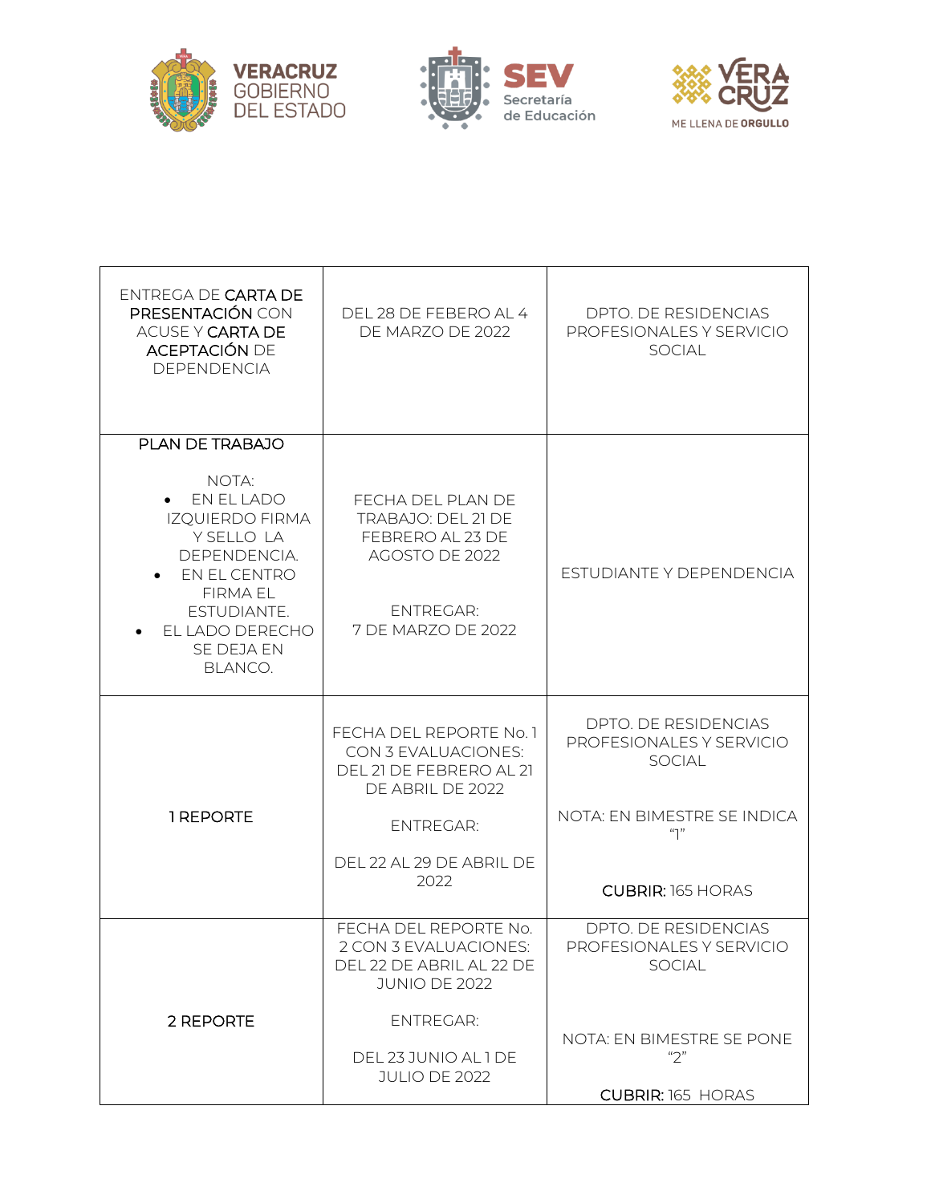| ENTREGA DE **CARTA DE PRESENTACIÓN** CON ACUSE Y **CARTA DE ACEPTACIÓN** DE DEPENDENCIA | DEL 28 DE FEBERO AL 4 DE MARZO DE 2022 | DPTO. DE RESIDENCIAS PROFESIONALES Y SERVICIO SOCIAL |
|---|---|---|
| PLAN DE TRABAJO<br><br>NOTA:<br>• EN EL LADO IZQUIERDO FIRMA Y SELLO LA DEPENDENCIA.<br>• EN EL CENTRO FIRMA EL ESTUDIANTE.<br>• EL LADO DERECHO SE DEJA EN BLANCO. | FECHA DEL PLAN DE TRABAJO: DEL 21 DE FEBRERO AL 23 DE AGOSTO DE 2022<br><br>ENTREGAR:<br>7 DE MARZO DE 2022 | ESTUDIANTE Y DEPENDENCIA |
| 1 REPORTE | FECHA DEL REPORTE No. 1 CON 3 EVALUACIONES: DEL 21 DE FEBRERO AL 21 DE ABRIL DE 2022<br><br>ENTREGAR:<br><br>DEL 22 AL 29 DE ABRIL DE 2022 | DPTO. DE RESIDENCIAS PROFESIONALES Y SERVICIO SOCIAL<br><br>NOTA: EN BIMESTRE SE INDICA "1"<br><br>**CUBRIR:** 165 HORAS |
| 2 REPORTE | FECHA DEL REPORTE No. 2 CON 3 EVALUACIONES: DEL 22 DE ABRIL AL 22 DE JUNIO DE 2022<br><br>ENTREGAR:<br><br>DEL 23 JUNIO AL 1 DE JULIO DE 2022 | DPTO. DE RESIDENCIAS PROFESIONALES Y SERVICIO SOCIAL<br><br>NOTA: EN BIMESTRE SE PONE "2"<br><br>**CUBRIR:** 165 HORAS |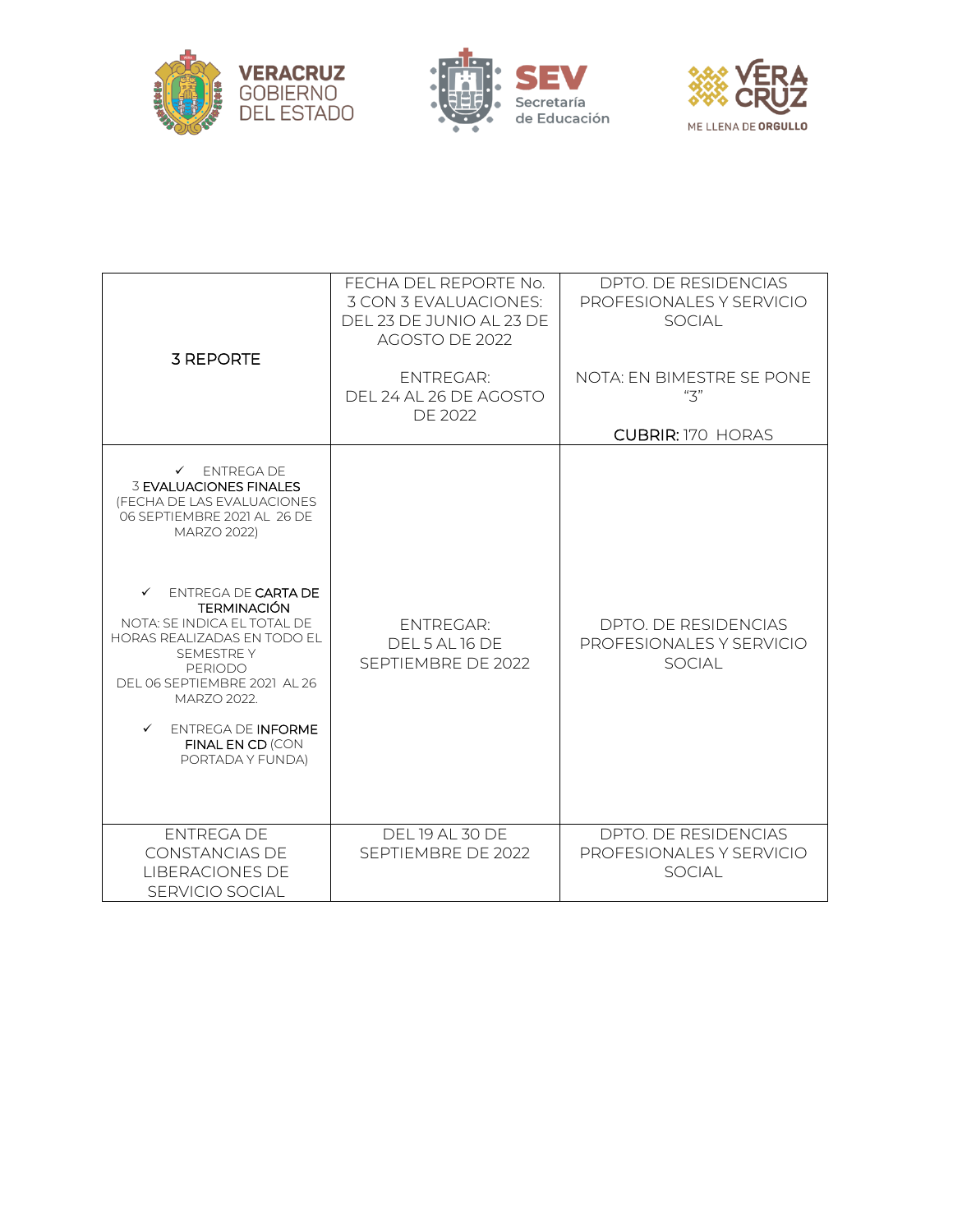| | | |
|---|---|---|
| 3 REPORTE | FECHA DEL REPORTE No. 3 CON 3 EVALUACIONES: DEL 23 DE JUNIO AL 23 DE AGOSTO DE 2022<br><br>ENTREGAR: DEL 24 AL 26 DE AGOSTO DE 2022 | DPTO. DE RESIDENCIAS PROFESIONALES Y SERVICIO SOCIAL<br><br>NOTA: EN BIMESTRE SE PONE "3"<br><br>**CUBRIR:** 170 HORAS |
| ✓ ENTREGA DE 3 **EVALUACIONES FINALES** (FECHA DE LAS EVALUACIONES 06 SEPTIEMBRE 2021 AL 26 DE MARZO 2022)<br><br>✓ ENTREGA DE **CARTA DE TERMINACIÓN**<br>NOTA: SE INDICA EL TOTAL DE HORAS REALIZADAS EN TODO EL SEMESTRE Y PERIODO DEL 06 SEPTIEMBRE 2021 AL 26 MARZO 2022.<br><br>✓ ENTREGA DE **INFORME FINAL EN CD** (CON PORTADA Y FUNDA) | ENTREGAR: DEL 5 AL 16 DE SEPTIEMBRE DE 2022 | DPTO. DE RESIDENCIAS PROFESIONALES Y SERVICIO SOCIAL |
| ENTREGA DE CONSTANCIAS DE LIBERACIONES DE SERVICIO SOCIAL | DEL 19 AL 30 DE SEPTIEMBRE DE 2022 | DPTO. DE RESIDENCIAS PROFESIONALES Y SERVICIO SOCIAL |